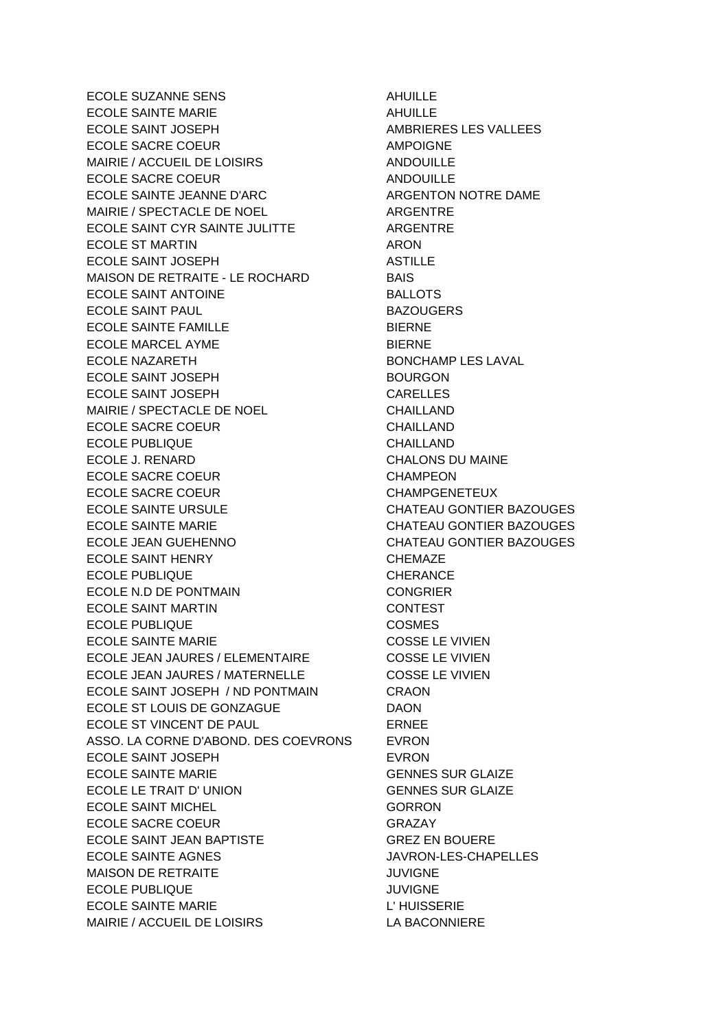| | |
|---|---|
| ECOLE SUZANNE SENS | AHUILLE |
| ECOLE SAINTE MARIE | AHUILLE |
| ECOLE SAINT JOSEPH | AMBRIERES LES VALLEES |
| ECOLE SACRE COEUR | AMPOIGNE |
| MAIRIE / ACCUEIL DE LOISIRS | ANDOUILLE |
| ECOLE SACRE COEUR | ANDOUILLE |
| ECOLE SAINTE JEANNE D'ARC | ARGENTON NOTRE DAME |
| MAIRIE / SPECTACLE DE NOEL | ARGENTRE |
| ECOLE SAINT CYR SAINTE JULITTE | ARGENTRE |
| ECOLE ST MARTIN | ARON |
| ECOLE SAINT JOSEPH | ASTILLE |
| MAISON DE RETRAITE - LE ROCHARD | BAIS |
| ECOLE SAINT ANTOINE | BALLOTS |
| ECOLE SAINT PAUL | BAZOUGERS |
| ECOLE SAINTE FAMILLE | BIERNE |
| ECOLE MARCEL AYME | BIERNE |
| ECOLE NAZARETH | BONCHAMP LES LAVAL |
| ECOLE SAINT JOSEPH | BOURGON |
| ECOLE SAINT JOSEPH | CARELLES |
| MAIRIE / SPECTACLE DE NOEL | CHAILLAND |
| ECOLE SACRE COEUR | CHAILLAND |
| ECOLE PUBLIQUE | CHAILLAND |
| ECOLE J. RENARD | CHALONS DU MAINE |
| ECOLE SACRE COEUR | CHAMPEON |
| ECOLE SACRE COEUR | CHAMPGENETEUX |
| ECOLE SAINTE URSULE | CHATEAU GONTIER BAZOUGES |
| ECOLE SAINTE MARIE | CHATEAU GONTIER BAZOUGES |
| ECOLE JEAN GUEHENNO | CHATEAU GONTIER BAZOUGES |
| ECOLE SAINT HENRY | CHEMAZE |
| ECOLE PUBLIQUE | CHERANCE |
| ECOLE N.D DE PONTMAIN | CONGRIER |
| ECOLE SAINT MARTIN | CONTEST |
| ECOLE PUBLIQUE | COSMES |
| ECOLE SAINTE MARIE | COSSE LE VIVIEN |
| ECOLE JEAN JAURES / ELEMENTAIRE | COSSE LE VIVIEN |
| ECOLE JEAN JAURES / MATERNELLE | COSSE LE VIVIEN |
| ECOLE SAINT JOSEPH / ND PONTMAIN | CRAON |
| ECOLE ST LOUIS DE GONZAGUE | DAON |
| ECOLE ST VINCENT DE PAUL | ERNEE |
| ASSO. LA CORNE D'ABOND. DES COEVRONS | EVRON |
| ECOLE SAINT JOSEPH | EVRON |
| ECOLE SAINTE MARIE | GENNES SUR GLAIZE |
| ECOLE LE TRAIT D' UNION | GENNES SUR GLAIZE |
| ECOLE SAINT MICHEL | GORRON |
| ECOLE SACRE COEUR | GRAZAY |
| ECOLE SAINT JEAN BAPTISTE | GREZ EN BOUERE |
| ECOLE SAINTE AGNES | JAVRON-LES-CHAPELLES |
| MAISON DE RETRAITE | JUVIGNE |
| ECOLE PUBLIQUE | JUVIGNE |
| ECOLE SAINTE MARIE | L' HUISSERIE |
| MAIRIE / ACCUEIL DE LOISIRS | LA BACONNIERE |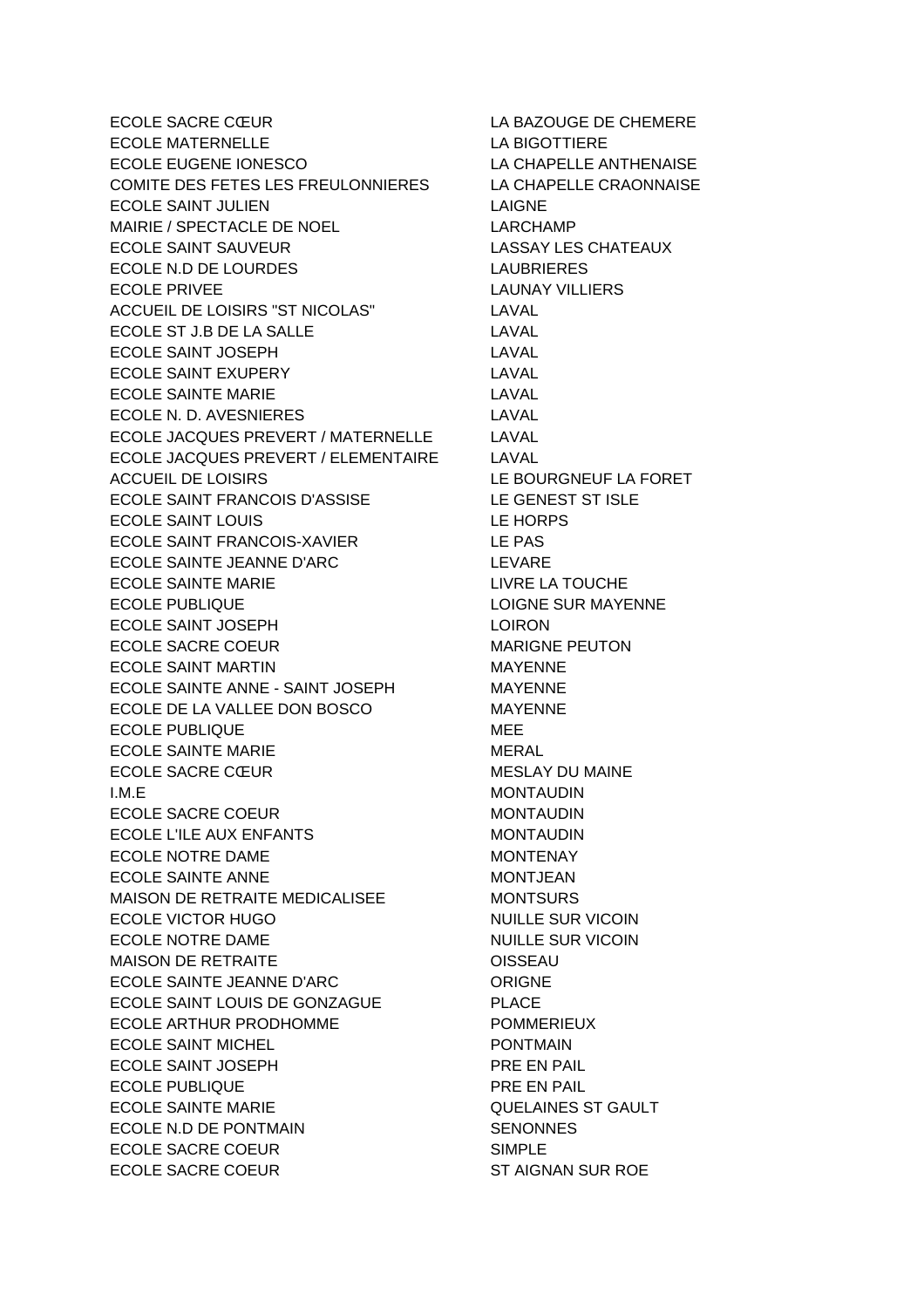| | |
|---|---|
| ECOLE SACRE CŒUR | LA BAZOUGE DE CHEMERE |
| ECOLE MATERNELLE | LA BIGOTTIERE |
| ECOLE EUGENE IONESCO | LA CHAPELLE ANTHENAISE |
| COMITE DES FETES LES FREULONNIERES | LA CHAPELLE CRAONNAISE |
| ECOLE SAINT JULIEN | LAIGNE |
| MAIRIE / SPECTACLE DE NOEL | LARCHAMP |
| ECOLE SAINT SAUVEUR | LASSAY LES CHATEAUX |
| ECOLE N.D DE LOURDES | LAUBRIERES |
| ECOLE PRIVEE | LAUNAY VILLIERS |
| ACCUEIL DE LOISIRS "ST NICOLAS" | LAVAL |
| ECOLE ST J.B DE LA SALLE | LAVAL |
| ECOLE SAINT JOSEPH | LAVAL |
| ECOLE SAINT EXUPERY | LAVAL |
| ECOLE SAINTE MARIE | LAVAL |
| ECOLE N. D. AVESNIERES | LAVAL |
| ECOLE JACQUES PREVERT / MATERNELLE | LAVAL |
| ECOLE JACQUES PREVERT / ELEMENTAIRE | LAVAL |
| ACCUEIL DE LOISIRS | LE BOURGNEUF LA FORET |
| ECOLE SAINT FRANCOIS D'ASSISE | LE GENEST ST ISLE |
| ECOLE SAINT LOUIS | LE HORPS |
| ECOLE SAINT FRANCOIS-XAVIER | LE PAS |
| ECOLE SAINTE JEANNE D'ARC | LEVARE |
| ECOLE SAINTE MARIE | LIVRE LA TOUCHE |
| ECOLE PUBLIQUE | LOIGNE SUR MAYENNE |
| ECOLE SAINT JOSEPH | LOIRON |
| ECOLE SACRE COEUR | MARIGNE PEUTON |
| ECOLE SAINT MARTIN | MAYENNE |
| ECOLE SAINTE ANNE - SAINT JOSEPH | MAYENNE |
| ECOLE DE LA VALLEE DON BOSCO | MAYENNE |
| ECOLE PUBLIQUE | MEE |
| ECOLE SAINTE MARIE | MERAL |
| ECOLE SACRE CŒUR | MESLAY DU MAINE |
| I.M.E | MONTAUDIN |
| ECOLE SACRE COEUR | MONTAUDIN |
| ECOLE L'ILE AUX ENFANTS | MONTAUDIN |
| ECOLE NOTRE DAME | MONTENAY |
| ECOLE SAINTE ANNE | MONTJEAN |
| MAISON DE RETRAITE MEDICALISEE | MONTSURS |
| ECOLE VICTOR HUGO | NUILLE SUR VICOIN |
| ECOLE NOTRE DAME | NUILLE SUR VICOIN |
| MAISON DE RETRAITE | OISSEAU |
| ECOLE SAINTE JEANNE D'ARC | ORIGNE |
| ECOLE SAINT LOUIS DE GONZAGUE | PLACE |
| ECOLE ARTHUR PRODHOMME | POMMERIEUX |
| ECOLE SAINT MICHEL | PONTMAIN |
| ECOLE SAINT JOSEPH | PRE EN PAIL |
| ECOLE PUBLIQUE | PRE EN PAIL |
| ECOLE SAINTE MARIE | QUELAINES ST GAULT |
| ECOLE N.D DE PONTMAIN | SENONNES |
| ECOLE SACRE COEUR | SIMPLE |
| ECOLE SACRE COEUR | ST AIGNAN SUR ROE |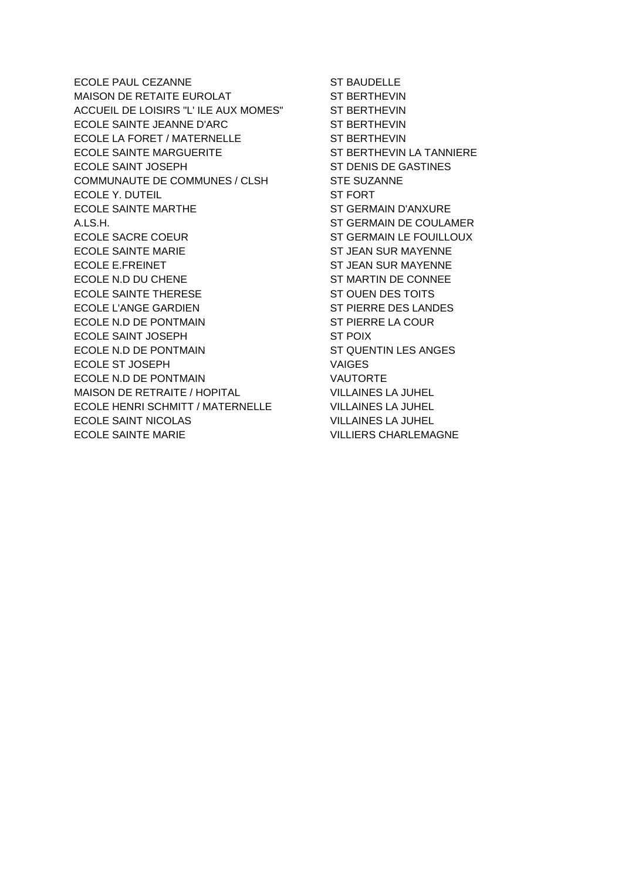| | |
|---|---|
| ECOLE PAUL CEZANNE | ST BAUDELLE |
| MAISON DE RETAITE EUROLAT | ST BERTHEVIN |
| ACCUEIL DE LOISIRS "L' ILE AUX MOMES" | ST BERTHEVIN |
| ECOLE SAINTE JEANNE D'ARC | ST BERTHEVIN |
| ECOLE LA FORET / MATERNELLE | ST BERTHEVIN |
| ECOLE SAINTE MARGUERITE | ST BERTHEVIN LA TANNIERE |
| ECOLE SAINT JOSEPH | ST DENIS DE GASTINES |
| COMMUNAUTE DE COMMUNES / CLSH | STE SUZANNE |
| ECOLE Y. DUTEIL | ST FORT |
| ECOLE SAINTE MARTHE | ST GERMAIN D'ANXURE |
| A.LS.H. | ST GERMAIN DE COULAMER |
| ECOLE SACRE COEUR | ST GERMAIN LE FOUILLOUX |
| ECOLE SAINTE MARIE | ST JEAN SUR MAYENNE |
| ECOLE E.FREINET | ST JEAN SUR MAYENNE |
| ECOLE N.D DU CHENE | ST MARTIN DE CONNEE |
| ECOLE SAINTE THERESE | ST OUEN DES TOITS |
| ECOLE L'ANGE GARDIEN | ST PIERRE DES LANDES |
| ECOLE N.D DE PONTMAIN | ST PIERRE LA COUR |
| ECOLE SAINT JOSEPH | ST POIX |
| ECOLE N.D DE PONTMAIN | ST QUENTIN LES ANGES |
| ECOLE ST JOSEPH | VAIGES |
| ECOLE N.D DE PONTMAIN | VAUTORTE |
| MAISON DE RETRAITE / HOPITAL | VILLAINES LA JUHEL |
| ECOLE HENRI SCHMITT / MATERNELLE | VILLAINES LA JUHEL |
| ECOLE SAINT NICOLAS | VILLAINES LA JUHEL |
| ECOLE SAINTE MARIE | VILLIERS CHARLEMAGNE |